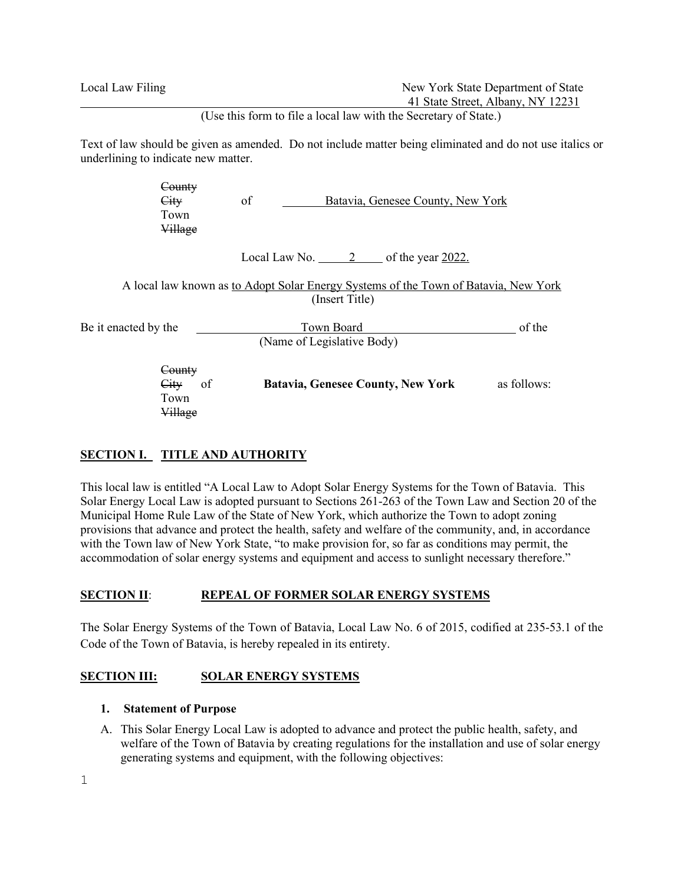Local Law Filing

New York State Department of State
41 State Street, Albany, NY 12231

(Use this form to file a local law with the Secretary of State.)

Text of law should be given as amended. Do not include matter being eliminated and do not use italics or underlining to indicate new matter.

~~County~~
~~City~~ of Batavia, Genesee County, New York
Town
~~Village~~

Local Law No. 2 of the year 2022.

A local law known as to Adopt Solar Energy Systems of the Town of Batavia, New York
(Insert Title)

Be it enacted by the Town Board of the
(Name of Legislative Body)

~~County~~
~~City~~ of **Batavia, Genesee County, New York** as follows:
Town
~~Village~~

## SECTION I. TITLE AND AUTHORITY

This local law is entitled "A Local Law to Adopt Solar Energy Systems for the Town of Batavia. This Solar Energy Local Law is adopted pursuant to Sections 261-263 of the Town Law and Section 20 of the Municipal Home Rule Law of the State of New York, which authorize the Town to adopt zoning provisions that advance and protect the health, safety and welfare of the community, and, in accordance with the Town law of New York State, "to make provision for, so far as conditions may permit, the accommodation of solar energy systems and equipment and access to sunlight necessary therefore."

## SECTION II: REPEAL OF FORMER SOLAR ENERGY SYSTEMS

The Solar Energy Systems of the Town of Batavia, Local Law No. 6 of 2015, codified at 235-53.1 of the Code of the Town of Batavia, is hereby repealed in its entirety.

## SECTION III: SOLAR ENERGY SYSTEMS

### 1. Statement of Purpose

A. This Solar Energy Local Law is adopted to advance and protect the public health, safety, and welfare of the Town of Batavia by creating regulations for the installation and use of solar energy generating systems and equipment, with the following objectives: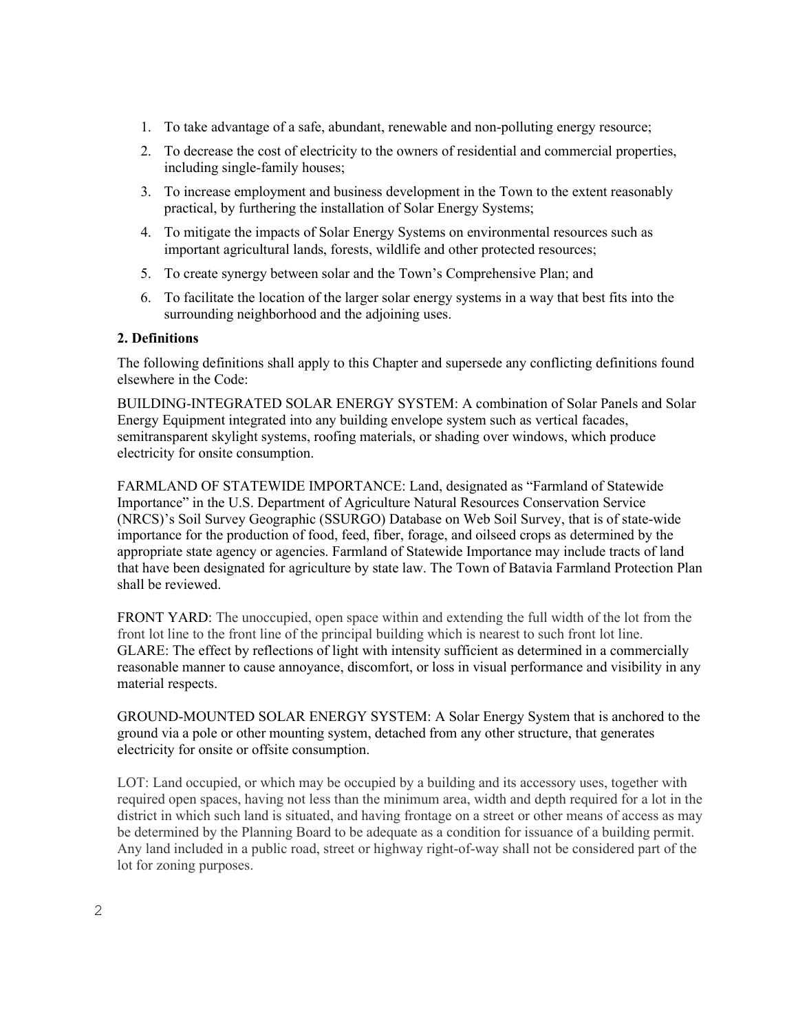1. To take advantage of a safe, abundant, renewable and non-polluting energy resource;
2. To decrease the cost of electricity to the owners of residential and commercial properties, including single-family houses;
3. To increase employment and business development in the Town to the extent reasonably practical, by furthering the installation of Solar Energy Systems;
4. To mitigate the impacts of Solar Energy Systems on environmental resources such as important agricultural lands, forests, wildlife and other protected resources;
5. To create synergy between solar and the Town's Comprehensive Plan; and
6. To facilitate the location of the larger solar energy systems in a way that best fits into the surrounding neighborhood and the adjoining uses.

**2. Definitions**

The following definitions shall apply to this Chapter and supersede any conflicting definitions found elsewhere in the Code:

BUILDING-INTEGRATED SOLAR ENERGY SYSTEM: A combination of Solar Panels and Solar Energy Equipment integrated into any building envelope system such as vertical facades, semitransparent skylight systems, roofing materials, or shading over windows, which produce electricity for onsite consumption.

FARMLAND OF STATEWIDE IMPORTANCE: Land, designated as "Farmland of Statewide Importance" in the U.S. Department of Agriculture Natural Resources Conservation Service (NRCS)'s Soil Survey Geographic (SSURGO) Database on Web Soil Survey, that is of state-wide importance for the production of food, feed, fiber, forage, and oilseed crops as determined by the appropriate state agency or agencies. Farmland of Statewide Importance may include tracts of land that have been designated for agriculture by state law. The Town of Batavia Farmland Protection Plan shall be reviewed.

FRONT YARD: The unoccupied, open space within and extending the full width of the lot from the front lot line to the front line of the principal building which is nearest to such front lot line.
GLARE: The effect by reflections of light with intensity sufficient as determined in a commercially reasonable manner to cause annoyance, discomfort, or loss in visual performance and visibility in any material respects.

GROUND-MOUNTED SOLAR ENERGY SYSTEM: A Solar Energy System that is anchored to the ground via a pole or other mounting system, detached from any other structure, that generates electricity for onsite or offsite consumption.

LOT: Land occupied, or which may be occupied by a building and its accessory uses, together with required open spaces, having not less than the minimum area, width and depth required for a lot in the district in which such land is situated, and having frontage on a street or other means of access as may be determined by the Planning Board to be adequate as a condition for issuance of a building permit. Any land included in a public road, street or highway right-of-way shall not be considered part of the lot for zoning purposes.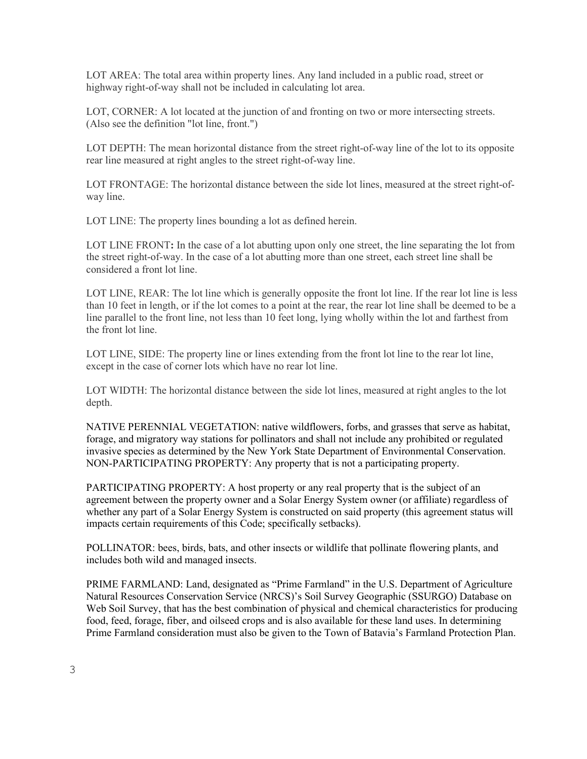LOT AREA: The total area within property lines. Any land included in a public road, street or highway right-of-way shall not be included in calculating lot area.

LOT, CORNER: A lot located at the junction of and fronting on two or more intersecting streets. (Also see the definition "lot line, front.")

LOT DEPTH: The mean horizontal distance from the street right-of-way line of the lot to its opposite rear line measured at right angles to the street right-of-way line.

LOT FRONTAGE: The horizontal distance between the side lot lines, measured at the street right-of-way line.

LOT LINE: The property lines bounding a lot as defined herein.

LOT LINE FRONT**:** In the case of a lot abutting upon only one street, the line separating the lot from the street right-of-way. In the case of a lot abutting more than one street, each street line shall be considered a front lot line.

LOT LINE, REAR: The lot line which is generally opposite the front lot line. If the rear lot line is less than 10 feet in length, or if the lot comes to a point at the rear, the rear lot line shall be deemed to be a line parallel to the front line, not less than 10 feet long, lying wholly within the lot and farthest from the front lot line.

LOT LINE, SIDE: The property line or lines extending from the front lot line to the rear lot line, except in the case of corner lots which have no rear lot line.

LOT WIDTH: The horizontal distance between the side lot lines, measured at right angles to the lot depth.

NATIVE PERENNIAL VEGETATION: native wildflowers, forbs, and grasses that serve as habitat, forage, and migratory way stations for pollinators and shall not include any prohibited or regulated invasive species as determined by the New York State Department of Environmental Conservation.
NON-PARTICIPATING PROPERTY: Any property that is not a participating property.

PARTICIPATING PROPERTY: A host property or any real property that is the subject of an agreement between the property owner and a Solar Energy System owner (or affiliate) regardless of whether any part of a Solar Energy System is constructed on said property (this agreement status will impacts certain requirements of this Code; specifically setbacks).

POLLINATOR: bees, birds, bats, and other insects or wildlife that pollinate flowering plants, and includes both wild and managed insects.

PRIME FARMLAND: Land, designated as "Prime Farmland" in the U.S. Department of Agriculture Natural Resources Conservation Service (NRCS)'s Soil Survey Geographic (SSURGO) Database on Web Soil Survey, that has the best combination of physical and chemical characteristics for producing food, feed, forage, fiber, and oilseed crops and is also available for these land uses. In determining Prime Farmland consideration must also be given to the Town of Batavia's Farmland Protection Plan.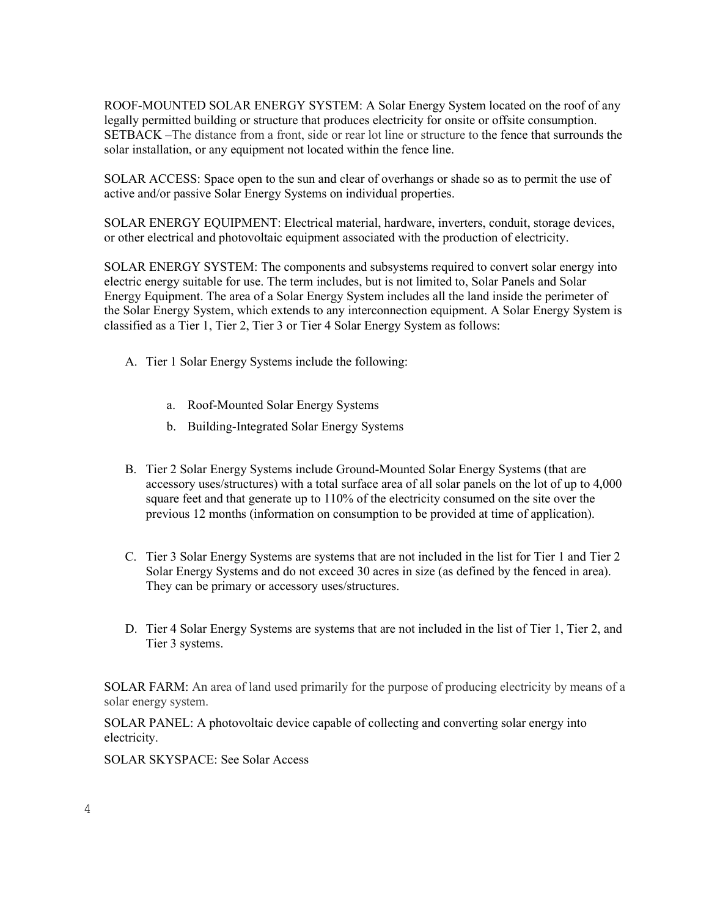ROOF-MOUNTED SOLAR ENERGY SYSTEM: A Solar Energy System located on the roof of any legally permitted building or structure that produces electricity for onsite or offsite consumption.
SETBACK –The distance from a front, side or rear lot line or structure to the fence that surrounds the solar installation, or any equipment not located within the fence line.

SOLAR ACCESS: Space open to the sun and clear of overhangs or shade so as to permit the use of active and/or passive Solar Energy Systems on individual properties.

SOLAR ENERGY EQUIPMENT: Electrical material, hardware, inverters, conduit, storage devices, or other electrical and photovoltaic equipment associated with the production of electricity.

SOLAR ENERGY SYSTEM: The components and subsystems required to convert solar energy into electric energy suitable for use. The term includes, but is not limited to, Solar Panels and Solar Energy Equipment. The area of a Solar Energy System includes all the land inside the perimeter of the Solar Energy System, which extends to any interconnection equipment. A Solar Energy System is classified as a Tier 1, Tier 2, Tier 3 or Tier 4 Solar Energy System as follows:

A. Tier 1 Solar Energy Systems include the following:

   a. Roof-Mounted Solar Energy Systems
   b. Building-Integrated Solar Energy Systems

B. Tier 2 Solar Energy Systems include Ground-Mounted Solar Energy Systems (that are accessory uses/structures) with a total surface area of all solar panels on the lot of up to 4,000 square feet and that generate up to 110% of the electricity consumed on the site over the previous 12 months (information on consumption to be provided at time of application).

C. Tier 3 Solar Energy Systems are systems that are not included in the list for Tier 1 and Tier 2 Solar Energy Systems and do not exceed 30 acres in size (as defined by the fenced in area). They can be primary or accessory uses/structures.

D. Tier 4 Solar Energy Systems are systems that are not included in the list of Tier 1, Tier 2, and Tier 3 systems.

SOLAR FARM: An area of land used primarily for the purpose of producing electricity by means of a solar energy system.

SOLAR PANEL: A photovoltaic device capable of collecting and converting solar energy into electricity.

SOLAR SKYSPACE: See Solar Access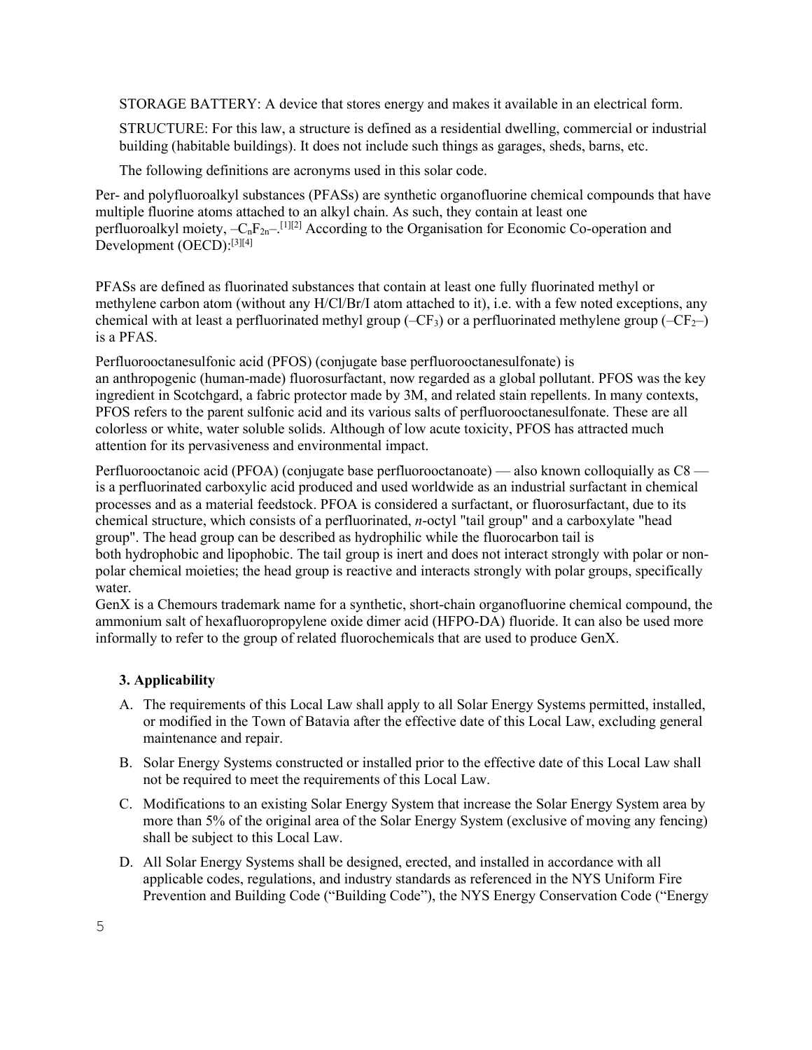STORAGE BATTERY: A device that stores energy and makes it available in an electrical form.

STRUCTURE: For this law, a structure is defined as a residential dwelling, commercial or industrial building (habitable buildings). It does not include such things as garages, sheds, barns, etc.

The following definitions are acronyms used in this solar code.

Per- and polyfluoroalkyl substances (PFASs) are synthetic organofluorine chemical compounds that have multiple fluorine atoms attached to an alkyl chain. As such, they contain at least one perfluoroalkyl moiety, $–C_nF_{2n}–$.[1][2] According to the Organisation for Economic Co-operation and Development (OECD):[3][4]

PFASs are defined as fluorinated substances that contain at least one fully fluorinated methyl or methylene carbon atom (without any H/Cl/Br/I atom attached to it), i.e. with a few noted exceptions, any chemical with at least a perfluorinated methyl group ($–CF_3$) or a perfluorinated methylene group ($–CF_2–$) is a PFAS.

Perfluorooctanesulfonic acid (PFOS) (conjugate base perfluorooctanesulfonate) is an anthropogenic (human-made) fluorosurfactant, now regarded as a global pollutant. PFOS was the key ingredient in Scotchgard, a fabric protector made by 3M, and related stain repellents. In many contexts, PFOS refers to the parent sulfonic acid and its various salts of perfluorooctanesulfonate. These are all colorless or white, water soluble solids. Although of low acute toxicity, PFOS has attracted much attention for its pervasiveness and environmental impact.

Perfluorooctanoic acid (PFOA) (conjugate base perfluorooctanoate) — also known colloquially as C8 — is a perfluorinated carboxylic acid produced and used worldwide as an industrial surfactant in chemical processes and as a material feedstock. PFOA is considered a surfactant, or fluorosurfactant, due to its chemical structure, which consists of a perfluorinated, *n*-octyl "tail group" and a carboxylate "head group". The head group can be described as hydrophilic while the fluorocarbon tail is both hydrophobic and lipophobic. The tail group is inert and does not interact strongly with polar or non-polar chemical moieties; the head group is reactive and interacts strongly with polar groups, specifically water.

GenX is a Chemours trademark name for a synthetic, short-chain organofluorine chemical compound, the ammonium salt of hexafluoropropylene oxide dimer acid (HFPO-DA) fluoride. It can also be used more informally to refer to the group of related fluorochemicals that are used to produce GenX.

### 3. Applicability

A. The requirements of this Local Law shall apply to all Solar Energy Systems permitted, installed, or modified in the Town of Batavia after the effective date of this Local Law, excluding general maintenance and repair.

B. Solar Energy Systems constructed or installed prior to the effective date of this Local Law shall not be required to meet the requirements of this Local Law.

C. Modifications to an existing Solar Energy System that increase the Solar Energy System area by more than 5% of the original area of the Solar Energy System (exclusive of moving any fencing) shall be subject to this Local Law.

D. All Solar Energy Systems shall be designed, erected, and installed in accordance with all applicable codes, regulations, and industry standards as referenced in the NYS Uniform Fire Prevention and Building Code ("Building Code"), the NYS Energy Conservation Code ("Energy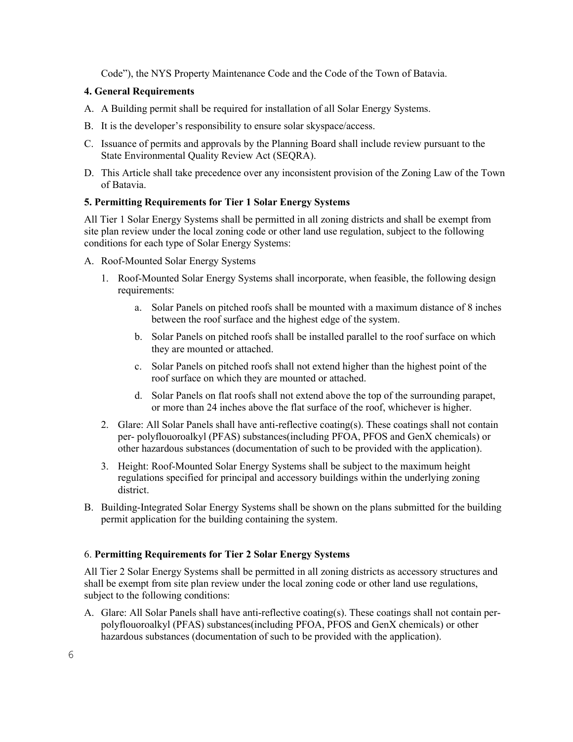Code"), the NYS Property Maintenance Code and the Code of the Town of Batavia.

**4. General Requirements**

A. A Building permit shall be required for installation of all Solar Energy Systems.

B. It is the developer's responsibility to ensure solar skyspace/access.

C. Issuance of permits and approvals by the Planning Board shall include review pursuant to the State Environmental Quality Review Act (SEQRA).

D. This Article shall take precedence over any inconsistent provision of the Zoning Law of the Town of Batavia.

**5. Permitting Requirements for Tier 1 Solar Energy Systems**

All Tier 1 Solar Energy Systems shall be permitted in all zoning districts and shall be exempt from site plan review under the local zoning code or other land use regulation, subject to the following conditions for each type of Solar Energy Systems:

A. Roof-Mounted Solar Energy Systems

   1. Roof-Mounted Solar Energy Systems shall incorporate, when feasible, the following design requirements:

      a. Solar Panels on pitched roofs shall be mounted with a maximum distance of 8 inches between the roof surface and the highest edge of the system.

      b. Solar Panels on pitched roofs shall be installed parallel to the roof surface on which they are mounted or attached.

      c. Solar Panels on pitched roofs shall not extend higher than the highest point of the roof surface on which they are mounted or attached.

      d. Solar Panels on flat roofs shall not extend above the top of the surrounding parapet, or more than 24 inches above the flat surface of the roof, whichever is higher.

   2. Glare: All Solar Panels shall have anti-reflective coating(s). These coatings shall not contain per- polyflouoroalkyl (PFAS) substances(including PFOA, PFOS and GenX chemicals) or other hazardous substances (documentation of such to be provided with the application).

   3. Height: Roof-Mounted Solar Energy Systems shall be subject to the maximum height regulations specified for principal and accessory buildings within the underlying zoning district.

B. Building-Integrated Solar Energy Systems shall be shown on the plans submitted for the building permit application for the building containing the system.

6. **Permitting Requirements for Tier 2 Solar Energy Systems**

All Tier 2 Solar Energy Systems shall be permitted in all zoning districts as accessory structures and shall be exempt from site plan review under the local zoning code or other land use regulations, subject to the following conditions:

A. Glare: All Solar Panels shall have anti-reflective coating(s). These coatings shall not contain per-polyflouoroalkyl (PFAS) substances(including PFOA, PFOS and GenX chemicals) or other hazardous substances (documentation of such to be provided with the application).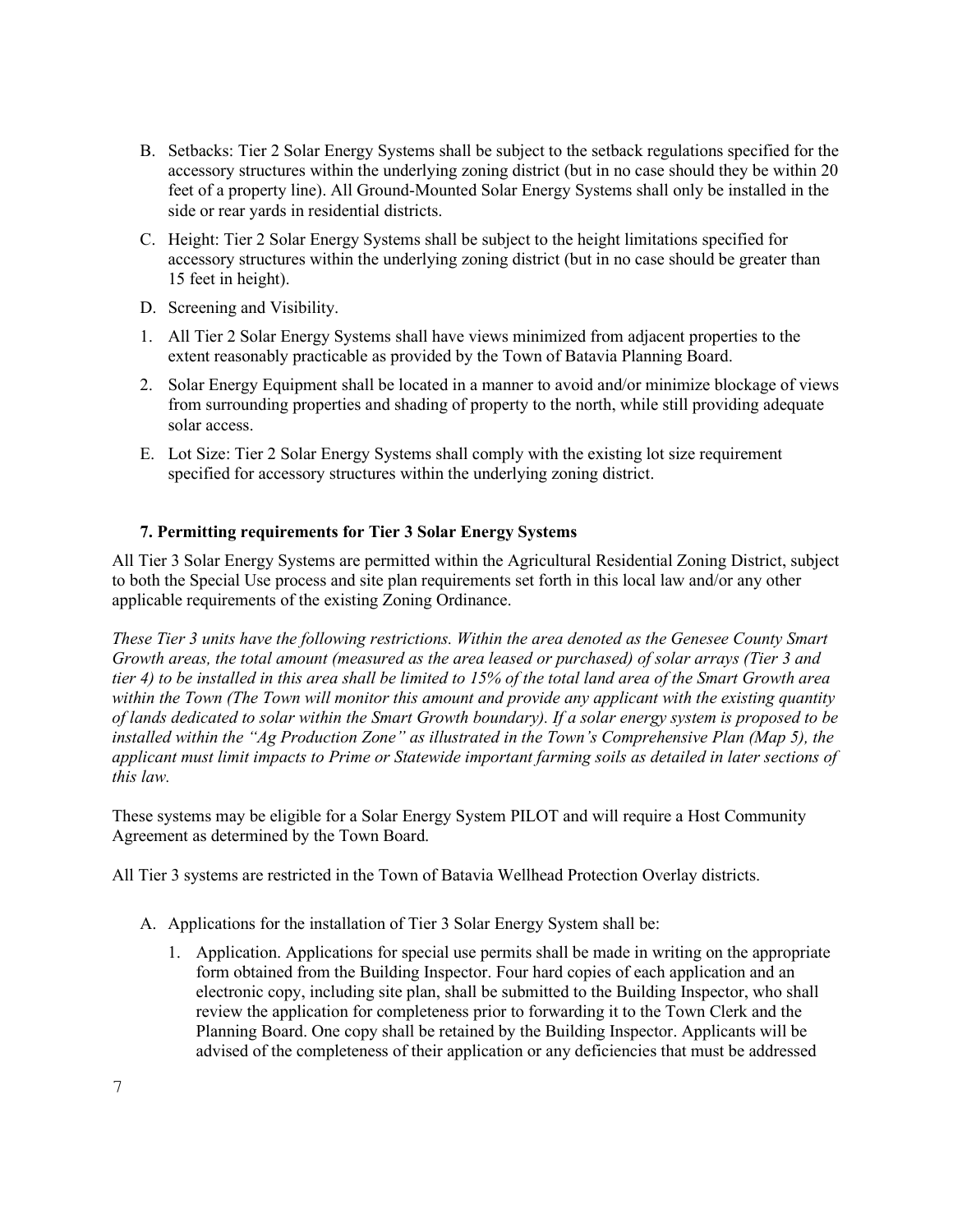B. Setbacks: Tier 2 Solar Energy Systems shall be subject to the setback regulations specified for the accessory structures within the underlying zoning district (but in no case should they be within 20 feet of a property line). All Ground-Mounted Solar Energy Systems shall only be installed in the side or rear yards in residential districts.

C. Height: Tier 2 Solar Energy Systems shall be subject to the height limitations specified for accessory structures within the underlying zoning district (but in no case should be greater than 15 feet in height).

D. Screening and Visibility.

1. All Tier 2 Solar Energy Systems shall have views minimized from adjacent properties to the extent reasonably practicable as provided by the Town of Batavia Planning Board.

2. Solar Energy Equipment shall be located in a manner to avoid and/or minimize blockage of views from surrounding properties and shading of property to the north, while still providing adequate solar access.

E. Lot Size: Tier 2 Solar Energy Systems shall comply with the existing lot size requirement specified for accessory structures within the underlying zoning district.

### 7. Permitting requirements for Tier 3 Solar Energy Systems

All Tier 3 Solar Energy Systems are permitted within the Agricultural Residential Zoning District, subject to both the Special Use process and site plan requirements set forth in this local law and/or any other applicable requirements of the existing Zoning Ordinance.

*These Tier 3 units have the following restrictions. Within the area denoted as the Genesee County Smart Growth areas, the total amount (measured as the area leased or purchased) of solar arrays (Tier 3 and tier 4) to be installed in this area shall be limited to 15% of the total land area of the Smart Growth area within the Town (The Town will monitor this amount and provide any applicant with the existing quantity of lands dedicated to solar within the Smart Growth boundary). If a solar energy system is proposed to be installed within the "Ag Production Zone" as illustrated in the Town's Comprehensive Plan (Map 5), the applicant must limit impacts to Prime or Statewide important farming soils as detailed in later sections of this law.*

These systems may be eligible for a Solar Energy System PILOT and will require a Host Community Agreement as determined by the Town Board.

All Tier 3 systems are restricted in the Town of Batavia Wellhead Protection Overlay districts.

A. Applications for the installation of Tier 3 Solar Energy System shall be:

1. Application. Applications for special use permits shall be made in writing on the appropriate form obtained from the Building Inspector. Four hard copies of each application and an electronic copy, including site plan, shall be submitted to the Building Inspector, who shall review the application for completeness prior to forwarding it to the Town Clerk and the Planning Board. One copy shall be retained by the Building Inspector. Applicants will be advised of the completeness of their application or any deficiencies that must be addressed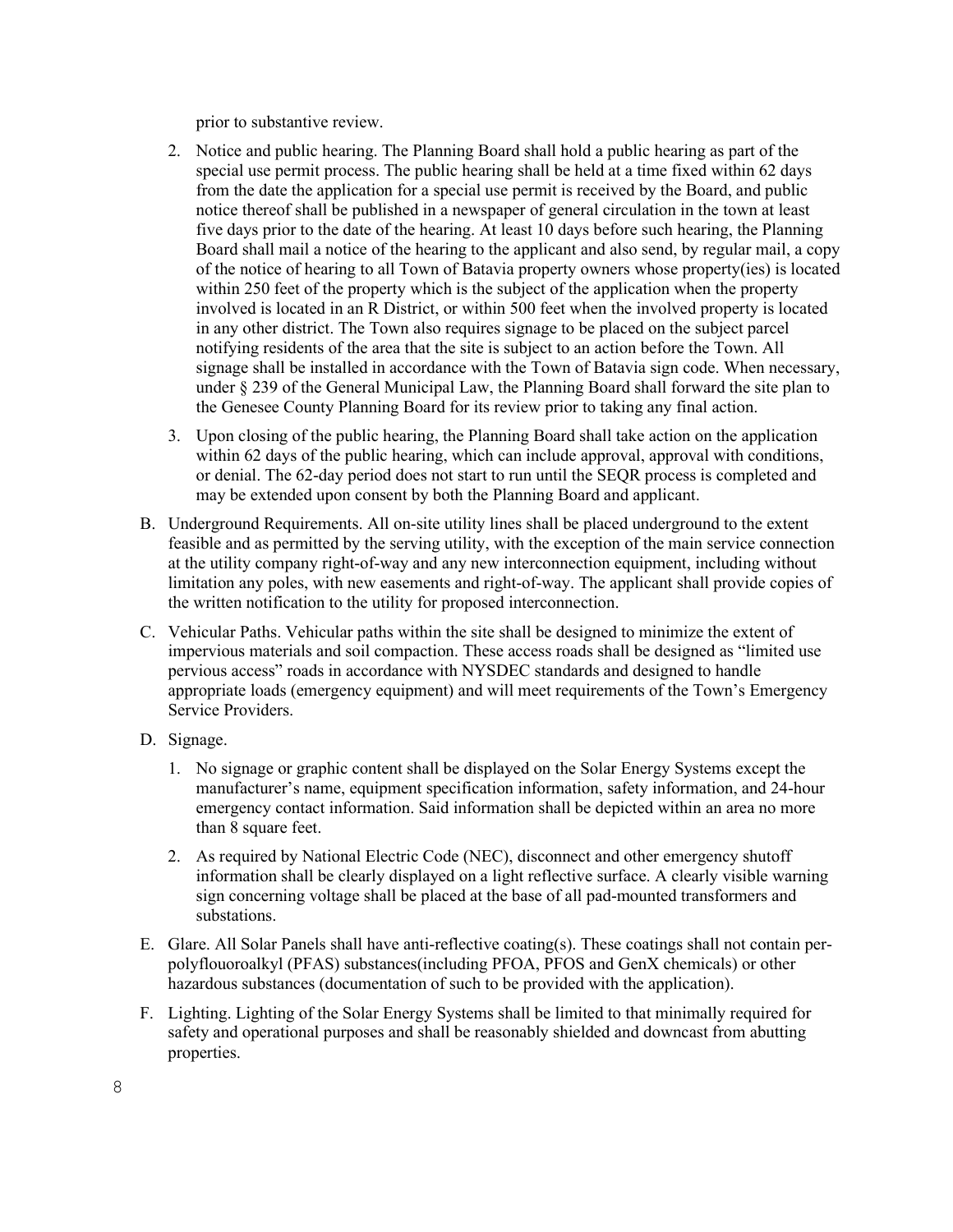prior to substantive review.

2. Notice and public hearing. The Planning Board shall hold a public hearing as part of the special use permit process. The public hearing shall be held at a time fixed within 62 days from the date the application for a special use permit is received by the Board, and public notice thereof shall be published in a newspaper of general circulation in the town at least five days prior to the date of the hearing. At least 10 days before such hearing, the Planning Board shall mail a notice of the hearing to the applicant and also send, by regular mail, a copy of the notice of hearing to all Town of Batavia property owners whose property(ies) is located within 250 feet of the property which is the subject of the application when the property involved is located in an R District, or within 500 feet when the involved property is located in any other district. The Town also requires signage to be placed on the subject parcel notifying residents of the area that the site is subject to an action before the Town. All signage shall be installed in accordance with the Town of Batavia sign code. When necessary, under § 239 of the General Municipal Law, the Planning Board shall forward the site plan to the Genesee County Planning Board for its review prior to taking any final action.

3. Upon closing of the public hearing, the Planning Board shall take action on the application within 62 days of the public hearing, which can include approval, approval with conditions, or denial. The 62-day period does not start to run until the SEQR process is completed and may be extended upon consent by both the Planning Board and applicant.

B. Underground Requirements. All on-site utility lines shall be placed underground to the extent feasible and as permitted by the serving utility, with the exception of the main service connection at the utility company right-of-way and any new interconnection equipment, including without limitation any poles, with new easements and right-of-way. The applicant shall provide copies of the written notification to the utility for proposed interconnection.

C. Vehicular Paths. Vehicular paths within the site shall be designed to minimize the extent of impervious materials and soil compaction. These access roads shall be designed as "limited use pervious access" roads in accordance with NYSDEC standards and designed to handle appropriate loads (emergency equipment) and will meet requirements of the Town's Emergency Service Providers.

D. Signage.

1. No signage or graphic content shall be displayed on the Solar Energy Systems except the manufacturer's name, equipment specification information, safety information, and 24-hour emergency contact information. Said information shall be depicted within an area no more than 8 square feet.

2. As required by National Electric Code (NEC), disconnect and other emergency shutoff information shall be clearly displayed on a light reflective surface. A clearly visible warning sign concerning voltage shall be placed at the base of all pad-mounted transformers and substations.

E. Glare. All Solar Panels shall have anti-reflective coating(s). These coatings shall not contain per-polyflouoroalkyl (PFAS) substances(including PFOA, PFOS and GenX chemicals) or other hazardous substances (documentation of such to be provided with the application).

F. Lighting. Lighting of the Solar Energy Systems shall be limited to that minimally required for safety and operational purposes and shall be reasonably shielded and downcast from abutting properties.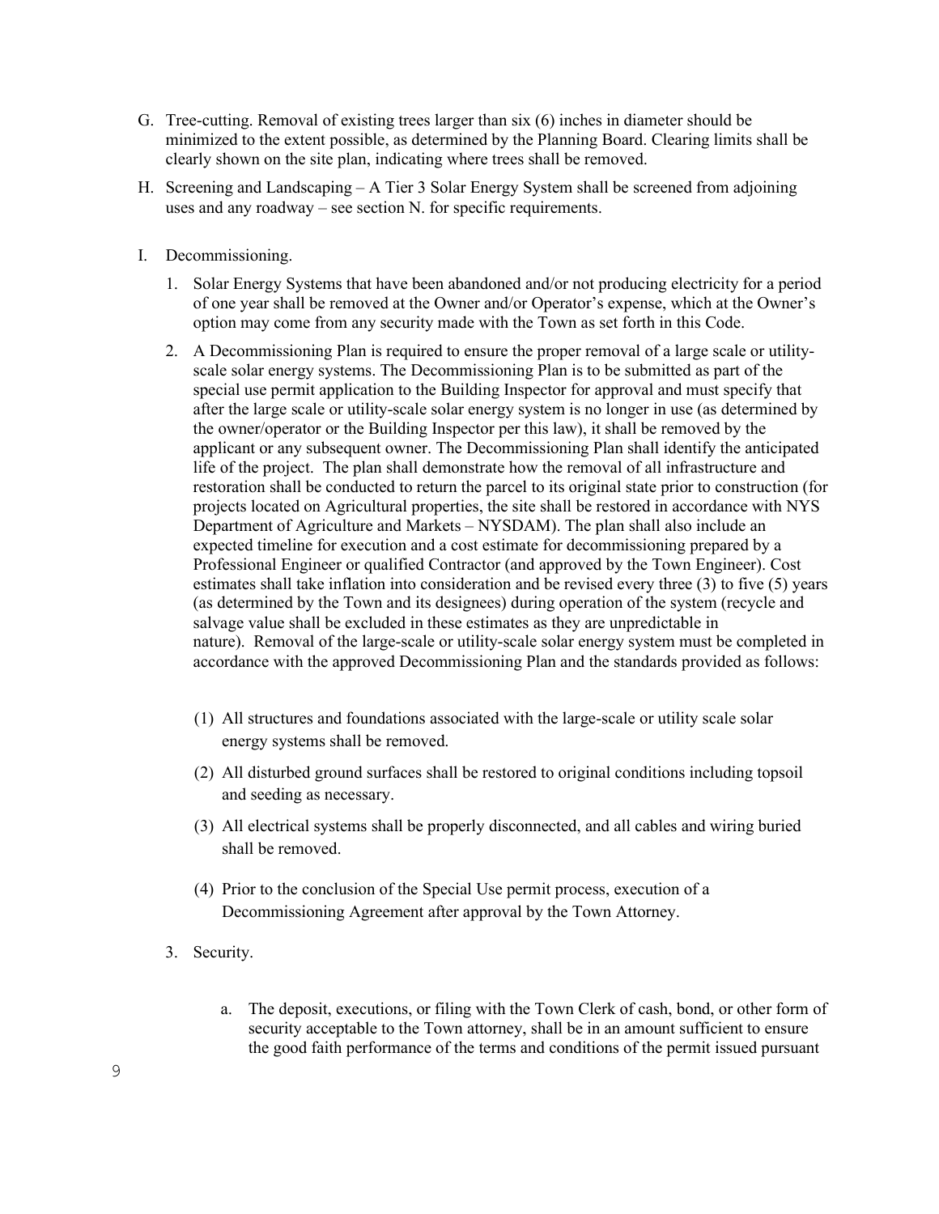G. Tree-cutting. Removal of existing trees larger than six (6) inches in diameter should be minimized to the extent possible, as determined by the Planning Board. Clearing limits shall be clearly shown on the site plan, indicating where trees shall be removed.

H. Screening and Landscaping – A Tier 3 Solar Energy System shall be screened from adjoining uses and any roadway – see section N. for specific requirements.

I. Decommissioning.

   1. Solar Energy Systems that have been abandoned and/or not producing electricity for a period of one year shall be removed at the Owner and/or Operator's expense, which at the Owner's option may come from any security made with the Town as set forth in this Code.

   2. A Decommissioning Plan is required to ensure the proper removal of a large scale or utility-scale solar energy systems. The Decommissioning Plan is to be submitted as part of the special use permit application to the Building Inspector for approval and must specify that after the large scale or utility-scale solar energy system is no longer in use (as determined by the owner/operator or the Building Inspector per this law), it shall be removed by the applicant or any subsequent owner. The Decommissioning Plan shall identify the anticipated life of the project. The plan shall demonstrate how the removal of all infrastructure and restoration shall be conducted to return the parcel to its original state prior to construction (for projects located on Agricultural properties, the site shall be restored in accordance with NYS Department of Agriculture and Markets – NYSDAM). The plan shall also include an expected timeline for execution and a cost estimate for decommissioning prepared by a Professional Engineer or qualified Contractor (and approved by the Town Engineer). Cost estimates shall take inflation into consideration and be revised every three (3) to five (5) years (as determined by the Town and its designees) during operation of the system (recycle and salvage value shall be excluded in these estimates as they are unpredictable in nature). Removal of the large-scale or utility-scale solar energy system must be completed in accordance with the approved Decommissioning Plan and the standards provided as follows:

      (1) All structures and foundations associated with the large-scale or utility scale solar energy systems shall be removed.

      (2) All disturbed ground surfaces shall be restored to original conditions including topsoil and seeding as necessary.

      (3) All electrical systems shall be properly disconnected, and all cables and wiring buried shall be removed.

      (4) Prior to the conclusion of the Special Use permit process, execution of a Decommissioning Agreement after approval by the Town Attorney.

   3. Security.

      a. The deposit, executions, or filing with the Town Clerk of cash, bond, or other form of security acceptable to the Town attorney, shall be in an amount sufficient to ensure the good faith performance of the terms and conditions of the permit issued pursuant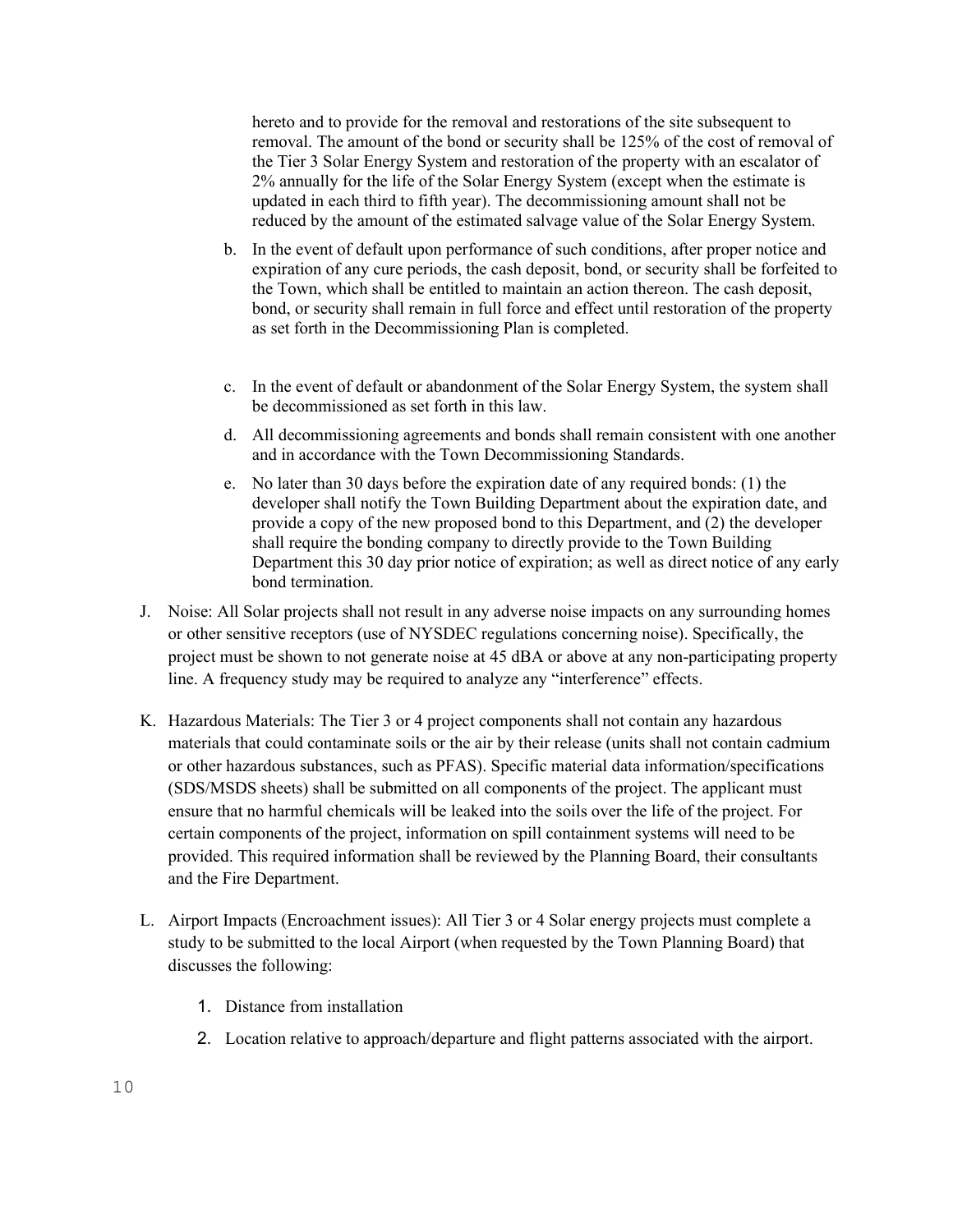hereto and to provide for the removal and restorations of the site subsequent to removal. The amount of the bond or security shall be 125% of the cost of removal of the Tier 3 Solar Energy System and restoration of the property with an escalator of 2% annually for the life of the Solar Energy System (except when the estimate is updated in each third to fifth year). The decommissioning amount shall not be reduced by the amount of the estimated salvage value of the Solar Energy System.

b. In the event of default upon performance of such conditions, after proper notice and expiration of any cure periods, the cash deposit, bond, or security shall be forfeited to the Town, which shall be entitled to maintain an action thereon. The cash deposit, bond, or security shall remain in full force and effect until restoration of the property as set forth in the Decommissioning Plan is completed.

c. In the event of default or abandonment of the Solar Energy System, the system shall be decommissioned as set forth in this law.

d. All decommissioning agreements and bonds shall remain consistent with one another and in accordance with the Town Decommissioning Standards.

e. No later than 30 days before the expiration date of any required bonds: (1) the developer shall notify the Town Building Department about the expiration date, and provide a copy of the new proposed bond to this Department, and (2) the developer shall require the bonding company to directly provide to the Town Building Department this 30 day prior notice of expiration; as well as direct notice of any early bond termination.

J. Noise: All Solar projects shall not result in any adverse noise impacts on any surrounding homes or other sensitive receptors (use of NYSDEC regulations concerning noise). Specifically, the project must be shown to not generate noise at 45 dBA or above at any non-participating property line. A frequency study may be required to analyze any "interference" effects.

K. Hazardous Materials: The Tier 3 or 4 project components shall not contain any hazardous materials that could contaminate soils or the air by their release (units shall not contain cadmium or other hazardous substances, such as PFAS). Specific material data information/specifications (SDS/MSDS sheets) shall be submitted on all components of the project. The applicant must ensure that no harmful chemicals will be leaked into the soils over the life of the project. For certain components of the project, information on spill containment systems will need to be provided. This required information shall be reviewed by the Planning Board, their consultants and the Fire Department.

L. Airport Impacts (Encroachment issues): All Tier 3 or 4 Solar energy projects must complete a study to be submitted to the local Airport (when requested by the Town Planning Board) that discusses the following:

1. Distance from installation
2. Location relative to approach/departure and flight patterns associated with the airport.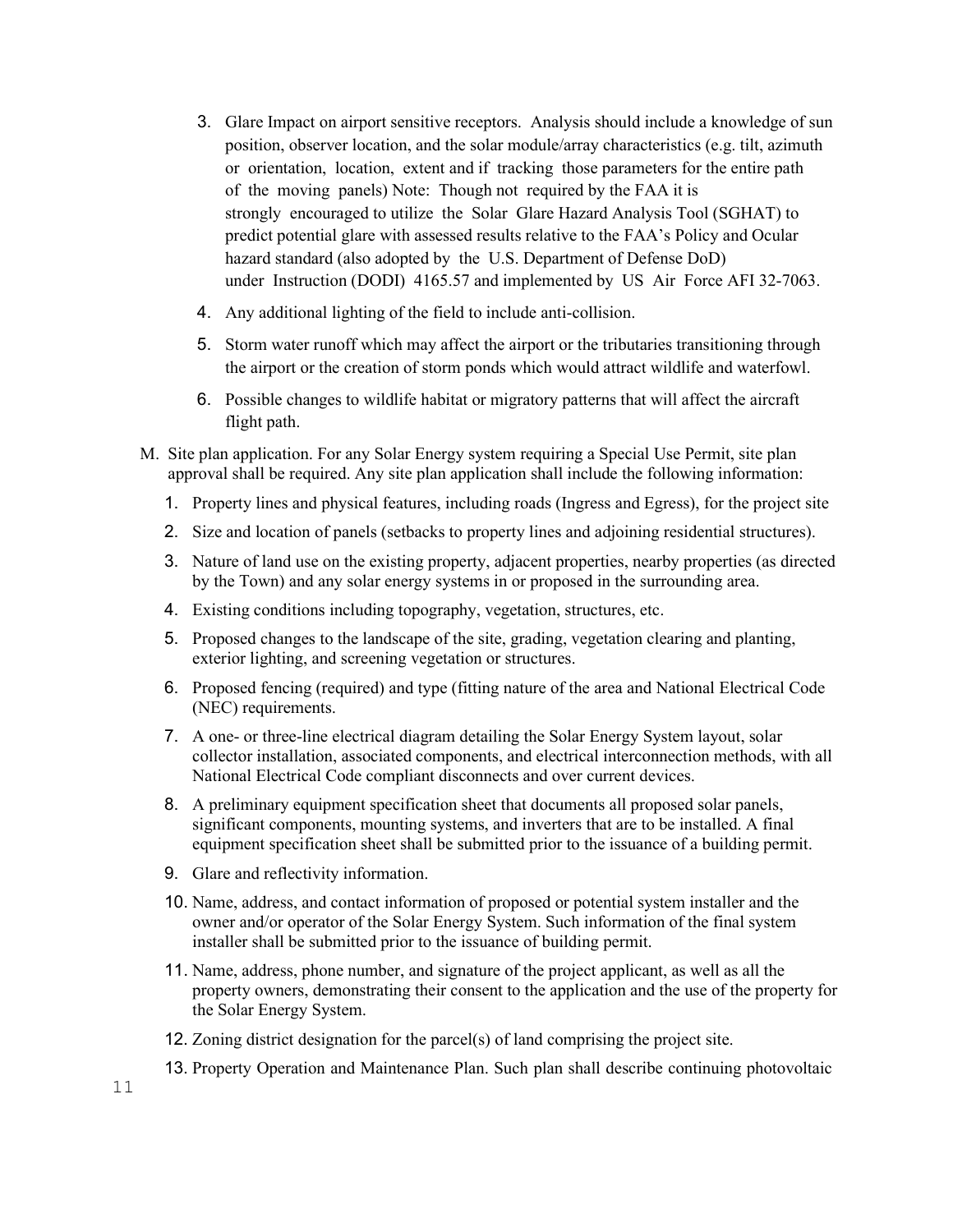3. Glare Impact on airport sensitive receptors. Analysis should include a knowledge of sun position, observer location, and the solar module/array characteristics (e.g. tilt, azimuth or orientation, location, extent and if tracking those parameters for the entire path of the moving panels) Note: Though not required by the FAA it is strongly encouraged to utilize the Solar Glare Hazard Analysis Tool (SGHAT) to predict potential glare with assessed results relative to the FAA's Policy and Ocular hazard standard (also adopted by the U.S. Department of Defense DoD) under Instruction (DODI) 4165.57 and implemented by US Air Force AFI 32-7063.
4. Any additional lighting of the field to include anti-collision.
5. Storm water runoff which may affect the airport or the tributaries transitioning through the airport or the creation of storm ponds which would attract wildlife and waterfowl.
6. Possible changes to wildlife habitat or migratory patterns that will affect the aircraft flight path.

M. Site plan application. For any Solar Energy system requiring a Special Use Permit, site plan approval shall be required. Any site plan application shall include the following information:

1. Property lines and physical features, including roads (Ingress and Egress), for the project site
2. Size and location of panels (setbacks to property lines and adjoining residential structures).
3. Nature of land use on the existing property, adjacent properties, nearby properties (as directed by the Town) and any solar energy systems in or proposed in the surrounding area.
4. Existing conditions including topography, vegetation, structures, etc.
5. Proposed changes to the landscape of the site, grading, vegetation clearing and planting, exterior lighting, and screening vegetation or structures.
6. Proposed fencing (required) and type (fitting nature of the area and National Electrical Code (NEC) requirements.
7. A one- or three-line electrical diagram detailing the Solar Energy System layout, solar collector installation, associated components, and electrical interconnection methods, with all National Electrical Code compliant disconnects and over current devices.
8. A preliminary equipment specification sheet that documents all proposed solar panels, significant components, mounting systems, and inverters that are to be installed. A final equipment specification sheet shall be submitted prior to the issuance of a building permit.
9. Glare and reflectivity information.
10. Name, address, and contact information of proposed or potential system installer and the owner and/or operator of the Solar Energy System. Such information of the final system installer shall be submitted prior to the issuance of building permit.
11. Name, address, phone number, and signature of the project applicant, as well as all the property owners, demonstrating their consent to the application and the use of the property for the Solar Energy System.
12. Zoning district designation for the parcel(s) of land comprising the project site.
13. Property Operation and Maintenance Plan. Such plan shall describe continuing photovoltaic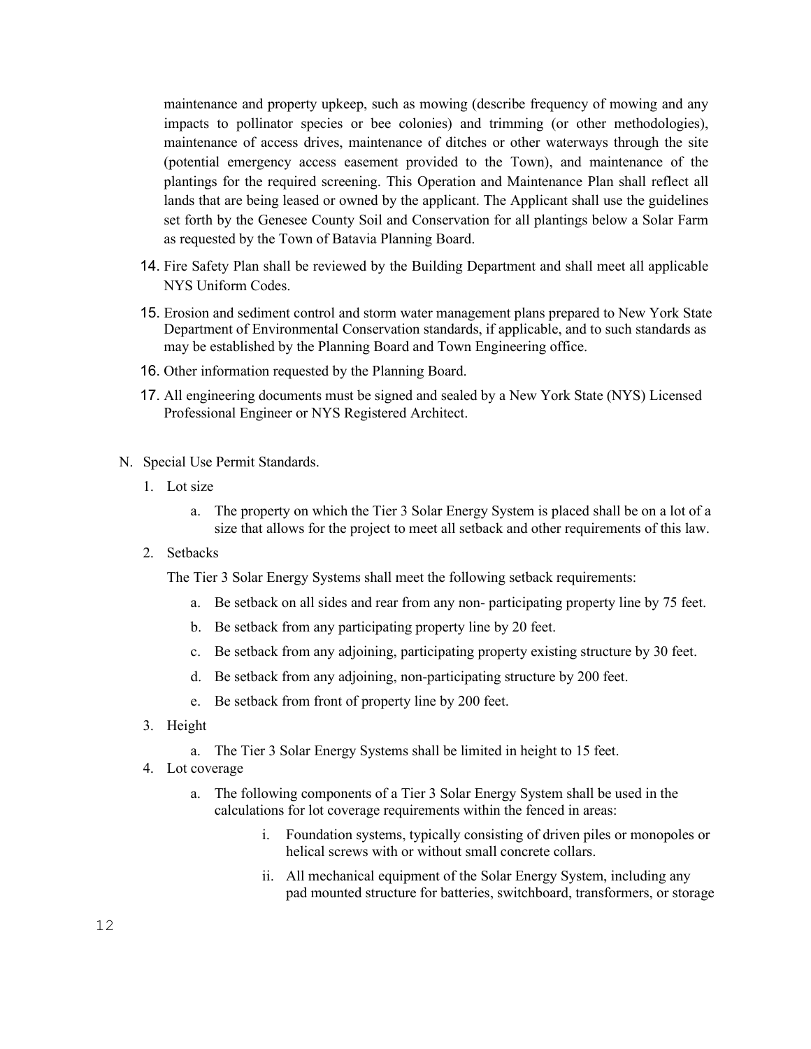maintenance and property upkeep, such as mowing (describe frequency of mowing and any impacts to pollinator species or bee colonies) and trimming (or other methodologies), maintenance of access drives, maintenance of ditches or other waterways through the site (potential emergency access easement provided to the Town), and maintenance of the plantings for the required screening. This Operation and Maintenance Plan shall reflect all lands that are being leased or owned by the applicant. The Applicant shall use the guidelines set forth by the Genesee County Soil and Conservation for all plantings below a Solar Farm as requested by the Town of Batavia Planning Board.

14. Fire Safety Plan shall be reviewed by the Building Department and shall meet all applicable NYS Uniform Codes.
15. Erosion and sediment control and storm water management plans prepared to New York State Department of Environmental Conservation standards, if applicable, and to such standards as may be established by the Planning Board and Town Engineering office.
16. Other information requested by the Planning Board.
17. All engineering documents must be signed and sealed by a New York State (NYS) Licensed Professional Engineer or NYS Registered Architect.

N. Special Use Permit Standards.

1. Lot size
   a. The property on which the Tier 3 Solar Energy System is placed shall be on a lot of a size that allows for the project to meet all setback and other requirements of this law.
2. Setbacks

   The Tier 3 Solar Energy Systems shall meet the following setback requirements:

   a. Be setback on all sides and rear from any non- participating property line by 75 feet.
   b. Be setback from any participating property line by 20 feet.
   c. Be setback from any adjoining, participating property existing structure by 30 feet.
   d. Be setback from any adjoining, non-participating structure by 200 feet.
   e. Be setback from front of property line by 200 feet.
3. Height
   a. The Tier 3 Solar Energy Systems shall be limited in height to 15 feet.
4. Lot coverage
   a. The following components of a Tier 3 Solar Energy System shall be used in the calculations for lot coverage requirements within the fenced in areas:
      i. Foundation systems, typically consisting of driven piles or monopoles or helical screws with or without small concrete collars.
      ii. All mechanical equipment of the Solar Energy System, including any pad mounted structure for batteries, switchboard, transformers, or storage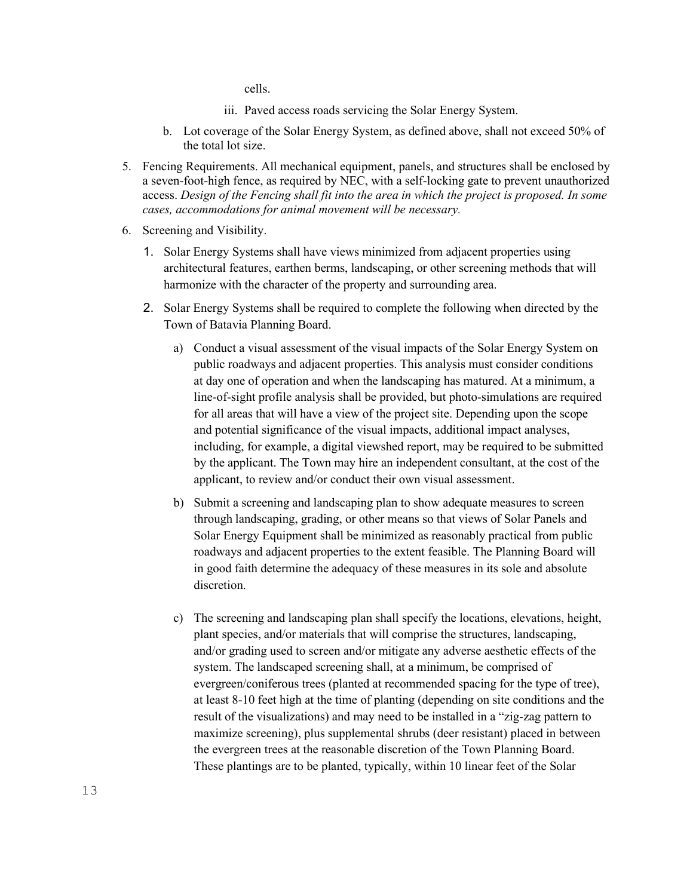cells.

iii. Paved access roads servicing the Solar Energy System.

b. Lot coverage of the Solar Energy System, as defined above, shall not exceed 50% of the total lot size.

5. Fencing Requirements. All mechanical equipment, panels, and structures shall be enclosed by a seven-foot-high fence, as required by NEC, with a self-locking gate to prevent unauthorized access. *Design of the Fencing shall fit into the area in which the project is proposed. In some cases, accommodations for animal movement will be necessary.*

6. Screening and Visibility.

   1. Solar Energy Systems shall have views minimized from adjacent properties using architectural features, earthen berms, landscaping, or other screening methods that will harmonize with the character of the property and surrounding area.

   2. Solar Energy Systems shall be required to complete the following when directed by the Town of Batavia Planning Board.

      a) Conduct a visual assessment of the visual impacts of the Solar Energy System on public roadways and adjacent properties. This analysis must consider conditions at day one of operation and when the landscaping has matured. At a minimum, a line-of-sight profile analysis shall be provided, but photo-simulations are required for all areas that will have a view of the project site. Depending upon the scope and potential significance of the visual impacts, additional impact analyses, including, for example, a digital viewshed report, may be required to be submitted by the applicant. The Town may hire an independent consultant, at the cost of the applicant, to review and/or conduct their own visual assessment.

      b) Submit a screening and landscaping plan to show adequate measures to screen through landscaping, grading, or other means so that views of Solar Panels and Solar Energy Equipment shall be minimized as reasonably practical from public roadways and adjacent properties to the extent feasible. The Planning Board will in good faith determine the adequacy of these measures in its sole and absolute discretion.

      c) The screening and landscaping plan shall specify the locations, elevations, height, plant species, and/or materials that will comprise the structures, landscaping, and/or grading used to screen and/or mitigate any adverse aesthetic effects of the system. The landscaped screening shall, at a minimum, be comprised of evergreen/coniferous trees (planted at recommended spacing for the type of tree), at least 8-10 feet high at the time of planting (depending on site conditions and the result of the visualizations) and may need to be installed in a "zig-zag pattern to maximize screening), plus supplemental shrubs (deer resistant) placed in between the evergreen trees at the reasonable discretion of the Town Planning Board. These plantings are to be planted, typically, within 10 linear feet of the Solar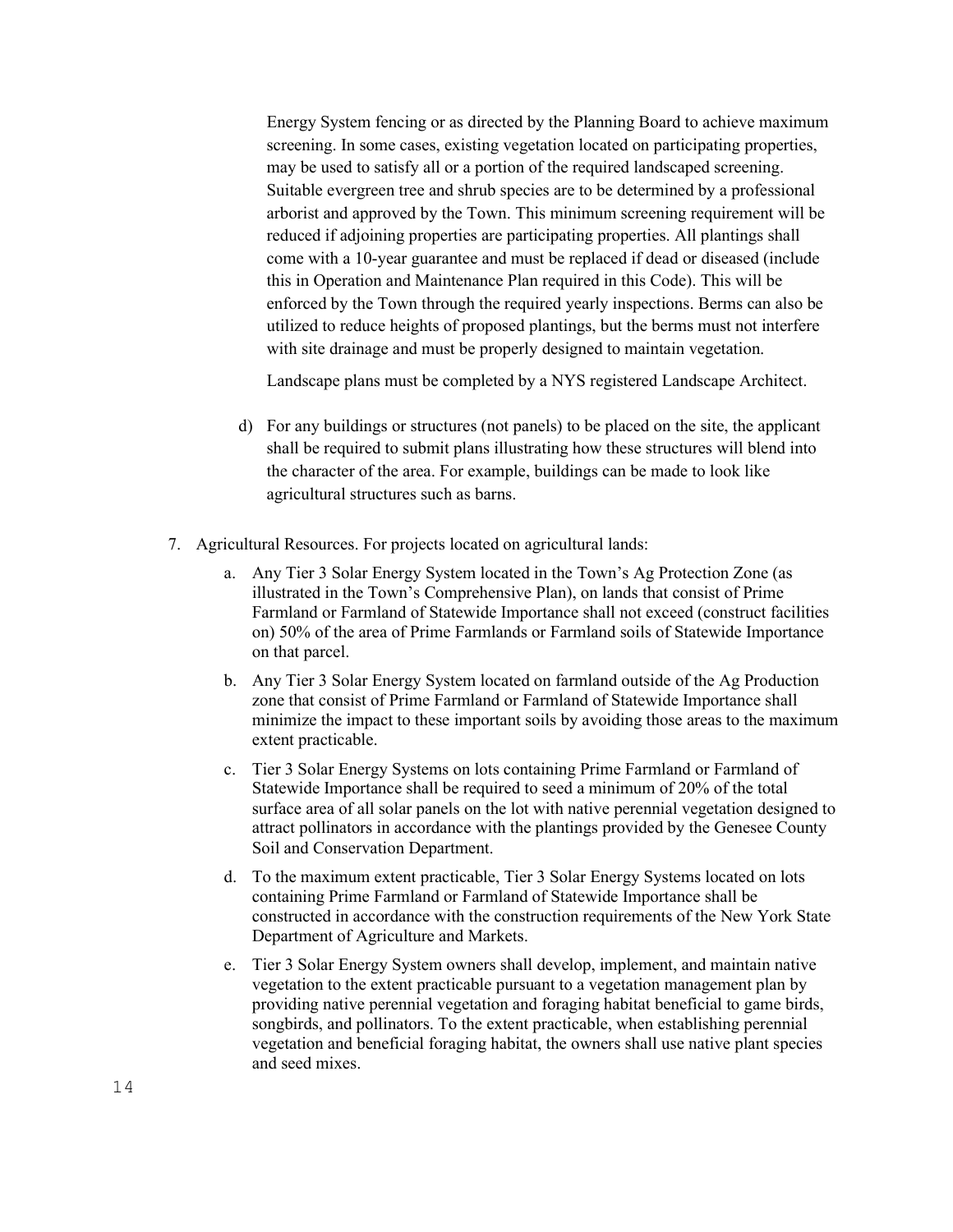Energy System fencing or as directed by the Planning Board to achieve maximum screening. In some cases, existing vegetation located on participating properties, may be used to satisfy all or a portion of the required landscaped screening. Suitable evergreen tree and shrub species are to be determined by a professional arborist and approved by the Town. This minimum screening requirement will be reduced if adjoining properties are participating properties. All plantings shall come with a 10-year guarantee and must be replaced if dead or diseased (include this in Operation and Maintenance Plan required in this Code). This will be enforced by the Town through the required yearly inspections. Berms can also be utilized to reduce heights of proposed plantings, but the berms must not interfere with site drainage and must be properly designed to maintain vegetation.

Landscape plans must be completed by a NYS registered Landscape Architect.

d) For any buildings or structures (not panels) to be placed on the site, the applicant shall be required to submit plans illustrating how these structures will blend into the character of the area. For example, buildings can be made to look like agricultural structures such as barns.

7. Agricultural Resources. For projects located on agricultural lands:
   a. Any Tier 3 Solar Energy System located in the Town's Ag Protection Zone (as illustrated in the Town's Comprehensive Plan), on lands that consist of Prime Farmland or Farmland of Statewide Importance shall not exceed (construct facilities on) 50% of the area of Prime Farmlands or Farmland soils of Statewide Importance on that parcel.
   b. Any Tier 3 Solar Energy System located on farmland outside of the Ag Production zone that consist of Prime Farmland or Farmland of Statewide Importance shall minimize the impact to these important soils by avoiding those areas to the maximum extent practicable.
   c. Tier 3 Solar Energy Systems on lots containing Prime Farmland or Farmland of Statewide Importance shall be required to seed a minimum of 20% of the total surface area of all solar panels on the lot with native perennial vegetation designed to attract pollinators in accordance with the plantings provided by the Genesee County Soil and Conservation Department.
   d. To the maximum extent practicable, Tier 3 Solar Energy Systems located on lots containing Prime Farmland or Farmland of Statewide Importance shall be constructed in accordance with the construction requirements of the New York State Department of Agriculture and Markets.
   e. Tier 3 Solar Energy System owners shall develop, implement, and maintain native vegetation to the extent practicable pursuant to a vegetation management plan by providing native perennial vegetation and foraging habitat beneficial to game birds, songbirds, and pollinators. To the extent practicable, when establishing perennial vegetation and beneficial foraging habitat, the owners shall use native plant species and seed mixes.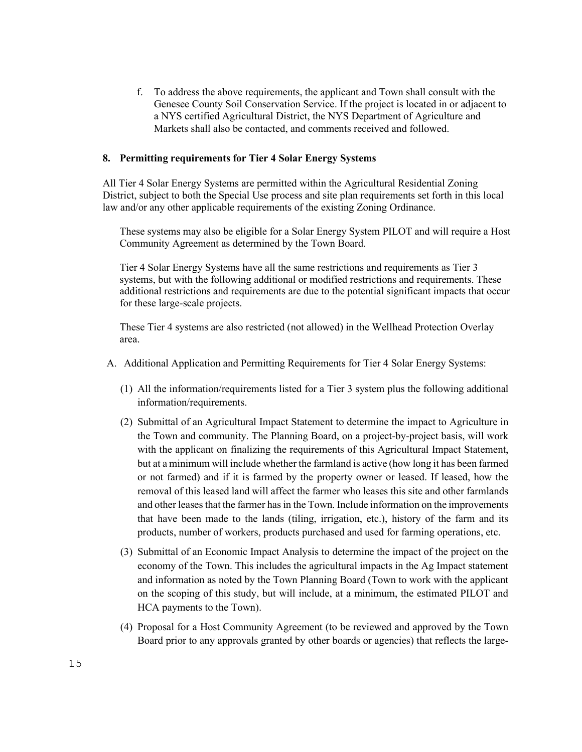f. To address the above requirements, the applicant and Town shall consult with the Genesee County Soil Conservation Service. If the project is located in or adjacent to a NYS certified Agricultural District, the NYS Department of Agriculture and Markets shall also be contacted, and comments received and followed.

**8. Permitting requirements for Tier 4 Solar Energy Systems**

All Tier 4 Solar Energy Systems are permitted within the Agricultural Residential Zoning District, subject to both the Special Use process and site plan requirements set forth in this local law and/or any other applicable requirements of the existing Zoning Ordinance.

These systems may also be eligible for a Solar Energy System PILOT and will require a Host Community Agreement as determined by the Town Board.

Tier 4 Solar Energy Systems have all the same restrictions and requirements as Tier 3 systems, but with the following additional or modified restrictions and requirements. These additional restrictions and requirements are due to the potential significant impacts that occur for these large-scale projects.

These Tier 4 systems are also restricted (not allowed) in the Wellhead Protection Overlay area.

A. Additional Application and Permitting Requirements for Tier 4 Solar Energy Systems:

(1) All the information/requirements listed for a Tier 3 system plus the following additional information/requirements.

(2) Submittal of an Agricultural Impact Statement to determine the impact to Agriculture in the Town and community. The Planning Board, on a project-by-project basis, will work with the applicant on finalizing the requirements of this Agricultural Impact Statement, but at a minimum will include whether the farmland is active (how long it has been farmed or not farmed) and if it is farmed by the property owner or leased. If leased, how the removal of this leased land will affect the farmer who leases this site and other farmlands and other leases that the farmer has in the Town. Include information on the improvements that have been made to the lands (tiling, irrigation, etc.), history of the farm and its products, number of workers, products purchased and used for farming operations, etc.

(3) Submittal of an Economic Impact Analysis to determine the impact of the project on the economy of the Town. This includes the agricultural impacts in the Ag Impact statement and information as noted by the Town Planning Board (Town to work with the applicant on the scoping of this study, but will include, at a minimum, the estimated PILOT and HCA payments to the Town).

(4) Proposal for a Host Community Agreement (to be reviewed and approved by the Town Board prior to any approvals granted by other boards or agencies) that reflects the large-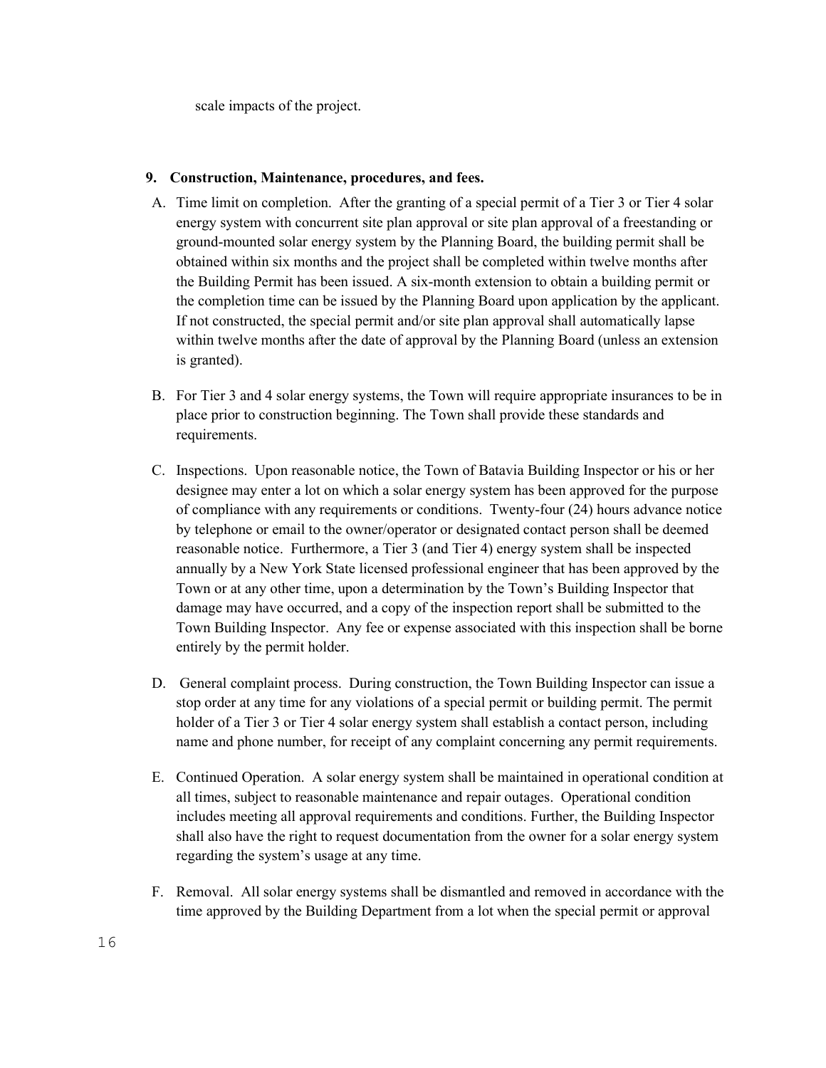scale impacts of the project.

**9. Construction, Maintenance, procedures, and fees.**

A. Time limit on completion. After the granting of a special permit of a Tier 3 or Tier 4 solar energy system with concurrent site plan approval or site plan approval of a freestanding or ground-mounted solar energy system by the Planning Board, the building permit shall be obtained within six months and the project shall be completed within twelve months after the Building Permit has been issued. A six-month extension to obtain a building permit or the completion time can be issued by the Planning Board upon application by the applicant. If not constructed, the special permit and/or site plan approval shall automatically lapse within twelve months after the date of approval by the Planning Board (unless an extension is granted).

B. For Tier 3 and 4 solar energy systems, the Town will require appropriate insurances to be in place prior to construction beginning. The Town shall provide these standards and requirements.

C. Inspections. Upon reasonable notice, the Town of Batavia Building Inspector or his or her designee may enter a lot on which a solar energy system has been approved for the purpose of compliance with any requirements or conditions. Twenty-four (24) hours advance notice by telephone or email to the owner/operator or designated contact person shall be deemed reasonable notice. Furthermore, a Tier 3 (and Tier 4) energy system shall be inspected annually by a New York State licensed professional engineer that has been approved by the Town or at any other time, upon a determination by the Town's Building Inspector that damage may have occurred, and a copy of the inspection report shall be submitted to the Town Building Inspector. Any fee or expense associated with this inspection shall be borne entirely by the permit holder.

D. General complaint process. During construction, the Town Building Inspector can issue a stop order at any time for any violations of a special permit or building permit. The permit holder of a Tier 3 or Tier 4 solar energy system shall establish a contact person, including name and phone number, for receipt of any complaint concerning any permit requirements.

E. Continued Operation. A solar energy system shall be maintained in operational condition at all times, subject to reasonable maintenance and repair outages. Operational condition includes meeting all approval requirements and conditions. Further, the Building Inspector shall also have the right to request documentation from the owner for a solar energy system regarding the system's usage at any time.

F. Removal. All solar energy systems shall be dismantled and removed in accordance with the time approved by the Building Department from a lot when the special permit or approval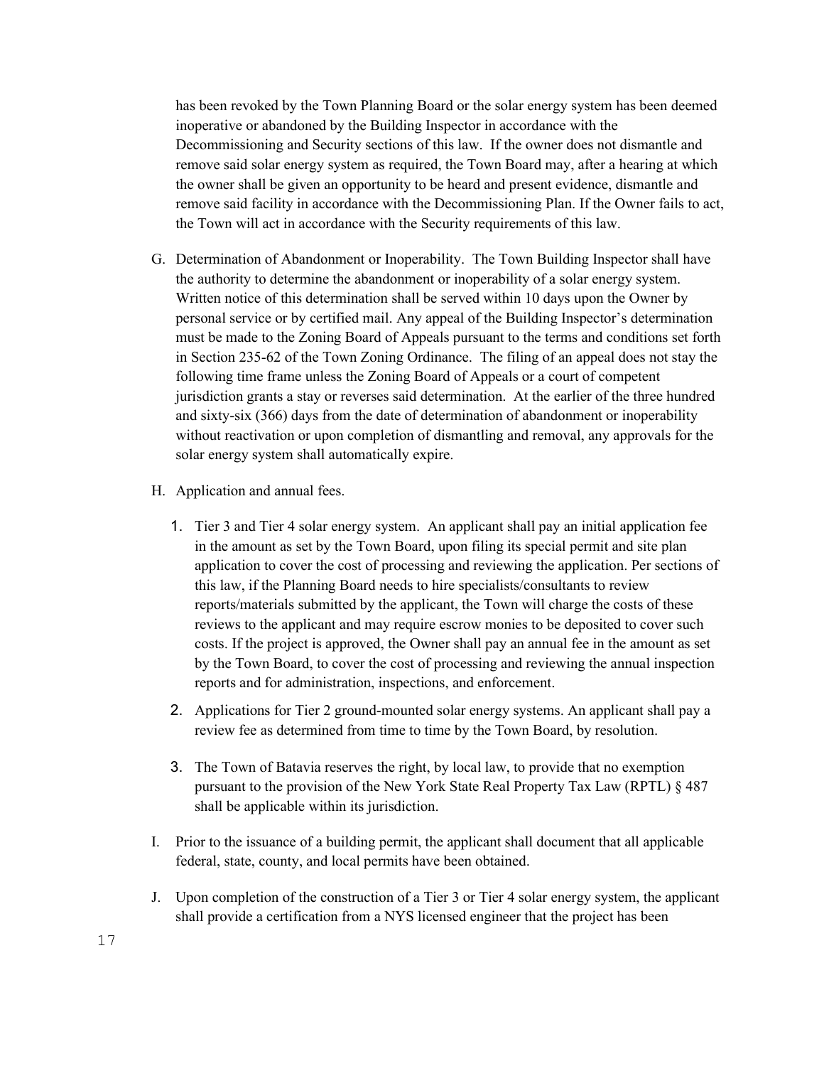has been revoked by the Town Planning Board or the solar energy system has been deemed inoperative or abandoned by the Building Inspector in accordance with the Decommissioning and Security sections of this law. If the owner does not dismantle and remove said solar energy system as required, the Town Board may, after a hearing at which the owner shall be given an opportunity to be heard and present evidence, dismantle and remove said facility in accordance with the Decommissioning Plan. If the Owner fails to act, the Town will act in accordance with the Security requirements of this law.

G. Determination of Abandonment or Inoperability. The Town Building Inspector shall have the authority to determine the abandonment or inoperability of a solar energy system. Written notice of this determination shall be served within 10 days upon the Owner by personal service or by certified mail. Any appeal of the Building Inspector's determination must be made to the Zoning Board of Appeals pursuant to the terms and conditions set forth in Section 235-62 of the Town Zoning Ordinance. The filing of an appeal does not stay the following time frame unless the Zoning Board of Appeals or a court of competent jurisdiction grants a stay or reverses said determination. At the earlier of the three hundred and sixty-six (366) days from the date of determination of abandonment or inoperability without reactivation or upon completion of dismantling and removal, any approvals for the solar energy system shall automatically expire.

H. Application and annual fees.

   1. Tier 3 and Tier 4 solar energy system. An applicant shall pay an initial application fee in the amount as set by the Town Board, upon filing its special permit and site plan application to cover the cost of processing and reviewing the application. Per sections of this law, if the Planning Board needs to hire specialists/consultants to review reports/materials submitted by the applicant, the Town will charge the costs of these reviews to the applicant and may require escrow monies to be deposited to cover such costs. If the project is approved, the Owner shall pay an annual fee in the amount as set by the Town Board, to cover the cost of processing and reviewing the annual inspection reports and for administration, inspections, and enforcement.

   2. Applications for Tier 2 ground-mounted solar energy systems. An applicant shall pay a review fee as determined from time to time by the Town Board, by resolution.

   3. The Town of Batavia reserves the right, by local law, to provide that no exemption pursuant to the provision of the New York State Real Property Tax Law (RPTL) § 487 shall be applicable within its jurisdiction.

I. Prior to the issuance of a building permit, the applicant shall document that all applicable federal, state, county, and local permits have been obtained.

J. Upon completion of the construction of a Tier 3 or Tier 4 solar energy system, the applicant shall provide a certification from a NYS licensed engineer that the project has been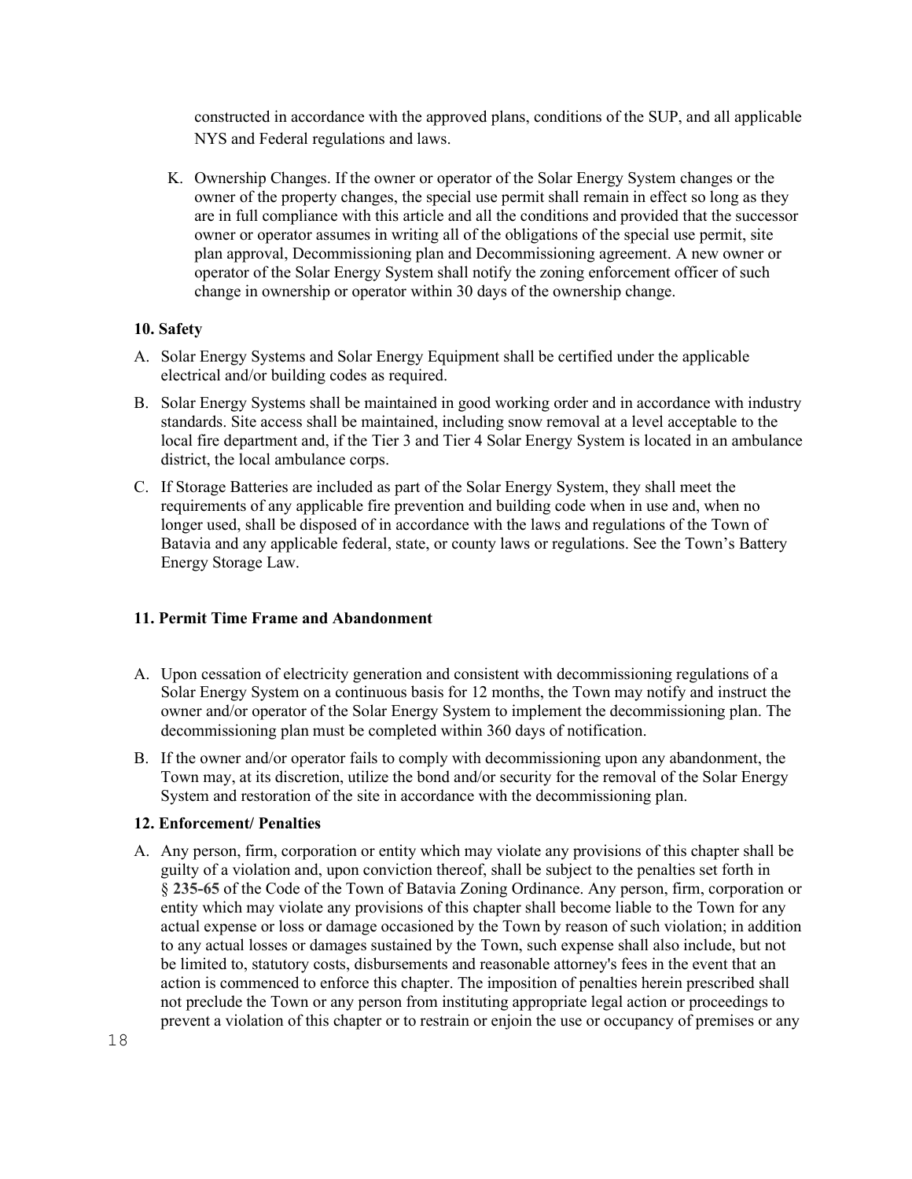constructed in accordance with the approved plans, conditions of the SUP, and all applicable NYS and Federal regulations and laws.

K. Ownership Changes. If the owner or operator of the Solar Energy System changes or the owner of the property changes, the special use permit shall remain in effect so long as they are in full compliance with this article and all the conditions and provided that the successor owner or operator assumes in writing all of the obligations of the special use permit, site plan approval, Decommissioning plan and Decommissioning agreement. A new owner or operator of the Solar Energy System shall notify the zoning enforcement officer of such change in ownership or operator within 30 days of the ownership change.

**10. Safety**

A. Solar Energy Systems and Solar Energy Equipment shall be certified under the applicable electrical and/or building codes as required.

B. Solar Energy Systems shall be maintained in good working order and in accordance with industry standards. Site access shall be maintained, including snow removal at a level acceptable to the local fire department and, if the Tier 3 and Tier 4 Solar Energy System is located in an ambulance district, the local ambulance corps.

C. If Storage Batteries are included as part of the Solar Energy System, they shall meet the requirements of any applicable fire prevention and building code when in use and, when no longer used, shall be disposed of in accordance with the laws and regulations of the Town of Batavia and any applicable federal, state, or county laws or regulations. See the Town's Battery Energy Storage Law.

**11. Permit Time Frame and Abandonment**

A. Upon cessation of electricity generation and consistent with decommissioning regulations of a Solar Energy System on a continuous basis for 12 months, the Town may notify and instruct the owner and/or operator of the Solar Energy System to implement the decommissioning plan. The decommissioning plan must be completed within 360 days of notification.

B. If the owner and/or operator fails to comply with decommissioning upon any abandonment, the Town may, at its discretion, utilize the bond and/or security for the removal of the Solar Energy System and restoration of the site in accordance with the decommissioning plan.

**12. Enforcement/ Penalties**

A. Any person, firm, corporation or entity which may violate any provisions of this chapter shall be guilty of a violation and, upon conviction thereof, shall be subject to the penalties set forth in § **235-65** of the Code of the Town of Batavia Zoning Ordinance. Any person, firm, corporation or entity which may violate any provisions of this chapter shall become liable to the Town for any actual expense or loss or damage occasioned by the Town by reason of such violation; in addition to any actual losses or damages sustained by the Town, such expense shall also include, but not be limited to, statutory costs, disbursements and reasonable attorney's fees in the event that an action is commenced to enforce this chapter. The imposition of penalties herein prescribed shall not preclude the Town or any person from instituting appropriate legal action or proceedings to prevent a violation of this chapter or to restrain or enjoin the use or occupancy of premises or any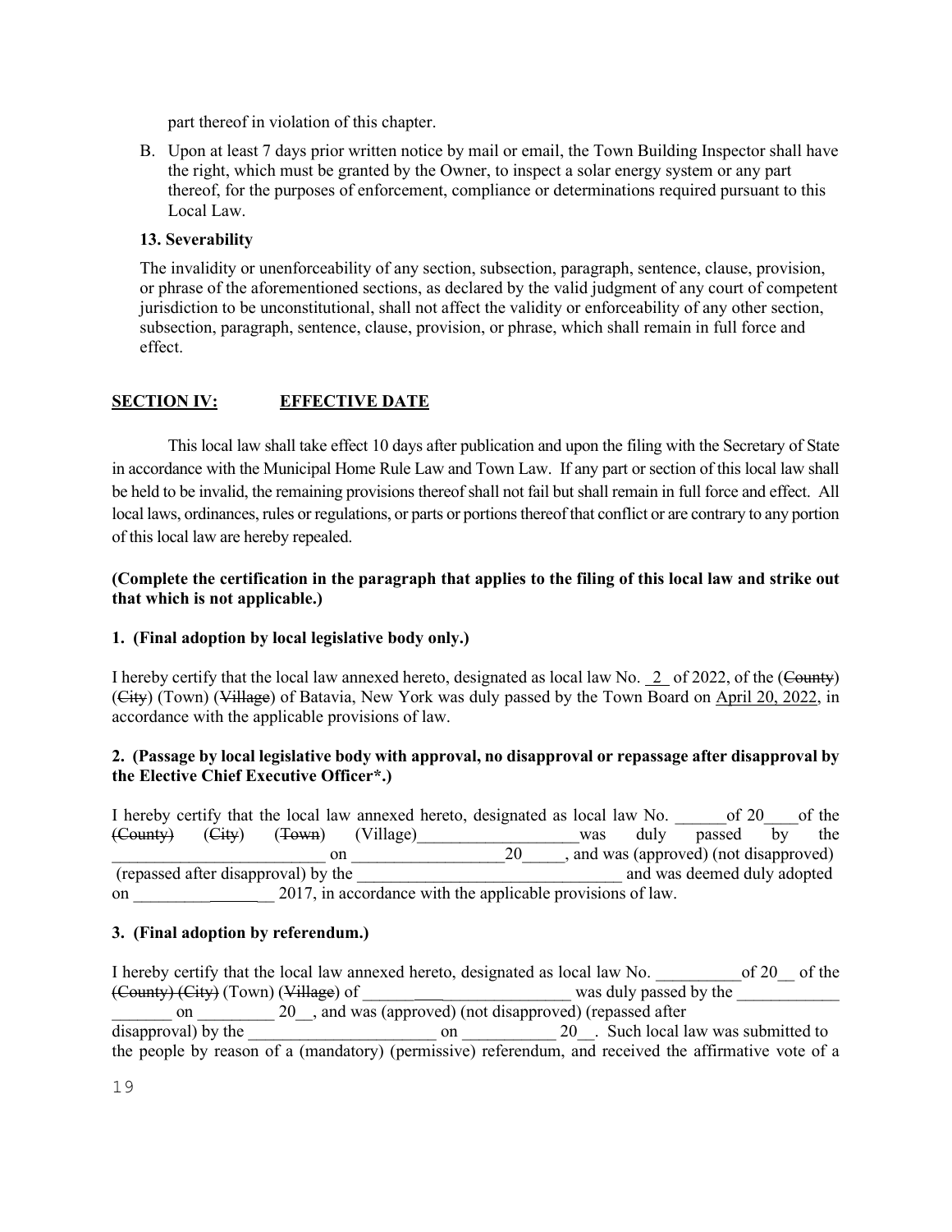part thereof in violation of this chapter.

B. Upon at least 7 days prior written notice by mail or email, the Town Building Inspector shall have the right, which must be granted by the Owner, to inspect a solar energy system or any part thereof, for the purposes of enforcement, compliance or determinations required pursuant to this Local Law.

**13. Severability**

The invalidity or unenforceability of any section, subsection, paragraph, sentence, clause, provision, or phrase of the aforementioned sections, as declared by the valid judgment of any court of competent jurisdiction to be unconstitutional, shall not affect the validity or enforceability of any other section, subsection, paragraph, sentence, clause, provision, or phrase, which shall remain in full force and effect.

**SECTION IV: EFFECTIVE DATE**

This local law shall take effect 10 days after publication and upon the filing with the Secretary of State in accordance with the Municipal Home Rule Law and Town Law. If any part or section of this local law shall be held to be invalid, the remaining provisions thereof shall not fail but shall remain in full force and effect. All local laws, ordinances, rules or regulations, or parts or portions thereof that conflict or are contrary to any portion of this local law are hereby repealed.

**(Complete the certification in the paragraph that applies to the filing of this local law and strike out that which is not applicable.)**

**1. (Final adoption by local legislative body only.)**

I hereby certify that the local law annexed hereto, designated as local law No. 2 of 2022, of the (~~County~~) (~~City~~) (Town) (~~Village~~) of Batavia, New York was duly passed by the Town Board on April 20, 2022, in accordance with the applicable provisions of law.

**2. (Passage by local legislative body with approval, no disapproval or repassage after disapproval by the Elective Chief Executive Officer\*.)**

I hereby certify that the local law annexed hereto, designated as local law No. ______of 20____of the (~~County~~) (~~City~~) (~~Town~~) (Village)___________________was duly passed by the _________________________ on __________________20_____, and was (approved) (not disapproved) (repassed after disapproval) by the ________________________________ and was deemed duly adopted on ________________ 2017, in accordance with the applicable provisions of law.

**3. (Final adoption by referendum.)**

I hereby certify that the local law annexed hereto, designated as local law No. __________of 20__ of the (~~County~~) (~~City~~) (Town) (~~Village~~) of ________________________ was duly passed by the ____________ _______ on _________ 20__, and was (approved) (not disapproved) (repassed after disapproval) by the ______________________ on ___________ 20__. Such local law was submitted to the people by reason of a (mandatory) (permissive) referendum, and received the affirmative vote of a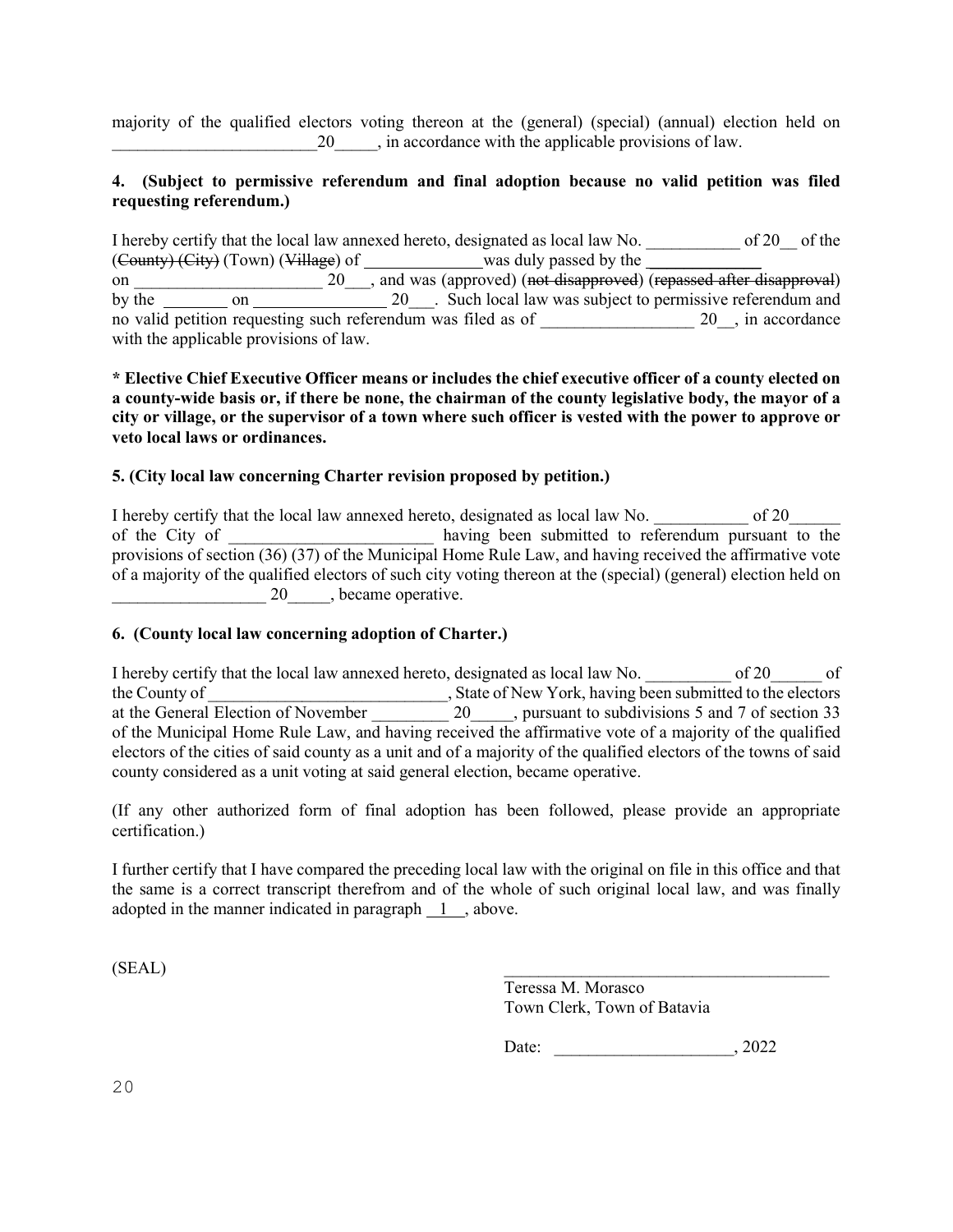majority of the qualified electors voting thereon at the (general) (special) (annual) election held on ________________________20_____, in accordance with the applicable provisions of law.

**4. (Subject to permissive referendum and final adoption because no valid petition was filed requesting referendum.)**

I hereby certify that the local law annexed hereto, designated as local law No. ___________ of 20__ of the (~~County~~) (~~City~~) (Town) (~~Village~~) of ______________was duly passed by the ______________ on ______________________ 20___, and was (approved) (~~not disapproved~~) (~~repassed after disapproval~~) by the ________ on ________________ 20___. Such local law was subject to permissive referendum and no valid petition requesting such referendum was filed as of __________________ 20__, in accordance with the applicable provisions of law.

**\* Elective Chief Executive Officer means or includes the chief executive officer of a county elected on a county-wide basis or, if there be none, the chairman of the county legislative body, the mayor of a city or village, or the supervisor of a town where such officer is vested with the power to approve or veto local laws or ordinances.**

**5. (City local law concerning Charter revision proposed by petition.)**

I hereby certify that the local law annexed hereto, designated as local law No. ___________ of 20______ of the City of ________________________ having been submitted to referendum pursuant to the provisions of section (36) (37) of the Municipal Home Rule Law, and having received the affirmative vote of a majority of the qualified electors of such city voting thereon at the (special) (general) election held on __________________ 20_____, became operative.

**6. (County local law concerning adoption of Charter.)**

I hereby certify that the local law annexed hereto, designated as local law No. __________ of 20______ of the County of ____________________________, State of New York, having been submitted to the electors at the General Election of November _________ 20_____, pursuant to subdivisions 5 and 7 of section 33 of the Municipal Home Rule Law, and having received the affirmative vote of a majority of the qualified electors of the cities of said county as a unit and of a majority of the qualified electors of the towns of said county considered as a unit voting at said general election, became operative.

(If any other authorized form of final adoption has been followed, please provide an appropriate certification.)

I further certify that I have compared the preceding local law with the original on file in this office and that the same is a correct transcript therefrom and of the whole of such original local law, and was finally adopted in the manner indicated in paragraph __1__, above.

(SEAL)

_______________________________________
Teressa M. Morasco
Town Clerk, Town of Batavia

Date: _____________________, 2022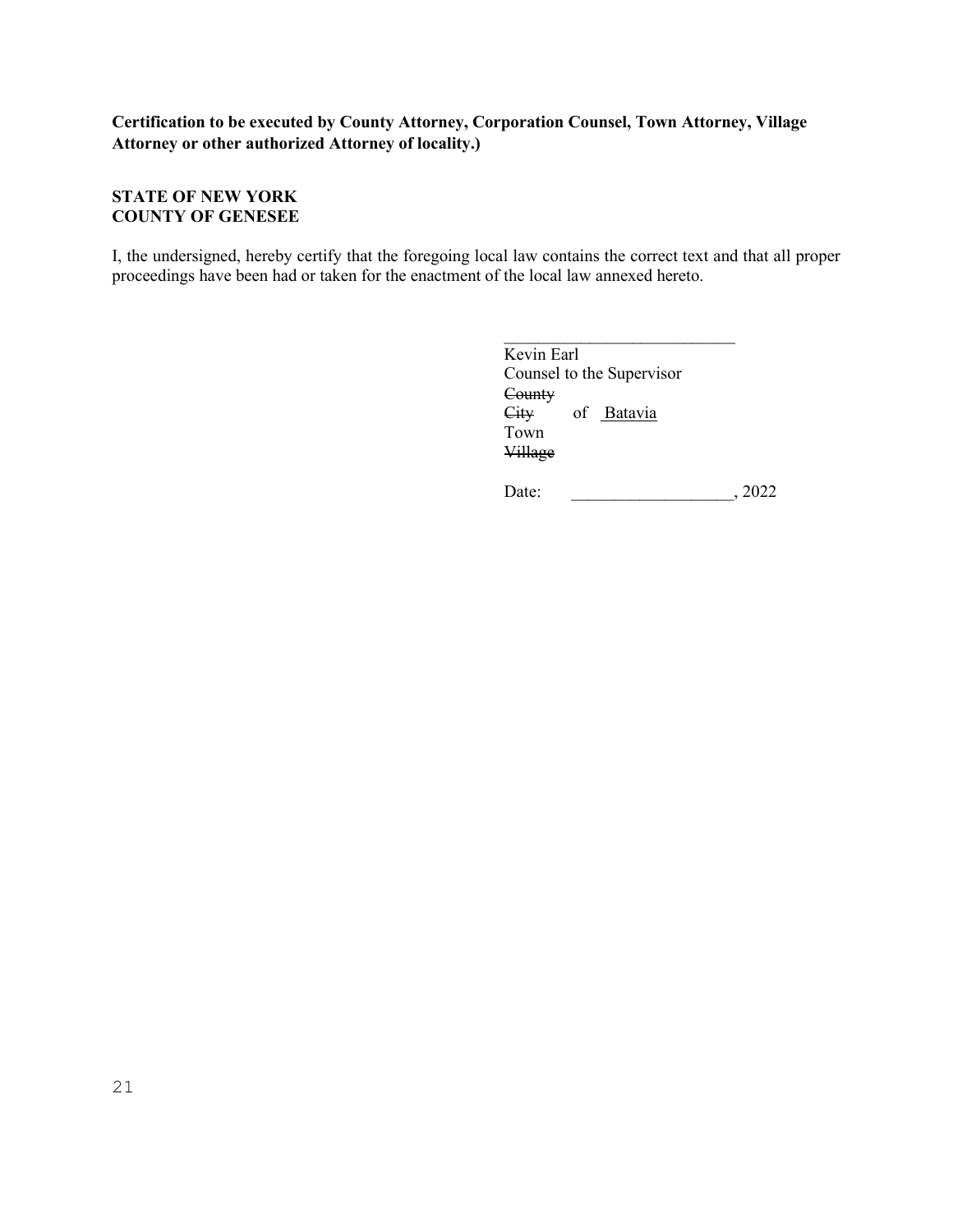**Certification to be executed by County Attorney, Corporation Counsel, Town Attorney, Village Attorney or other authorized Attorney of locality.)**

**STATE OF NEW YORK**
**COUNTY OF GENESEE**

I, the undersigned, hereby certify that the foregoing local law contains the correct text and that all proper proceedings have been had or taken for the enactment of the local law annexed hereto.

___________________________
Kevin Earl
Counsel to the Supervisor
~~County~~
~~City~~ of Batavia
Town
~~Village~~

Date: __________________, 2022